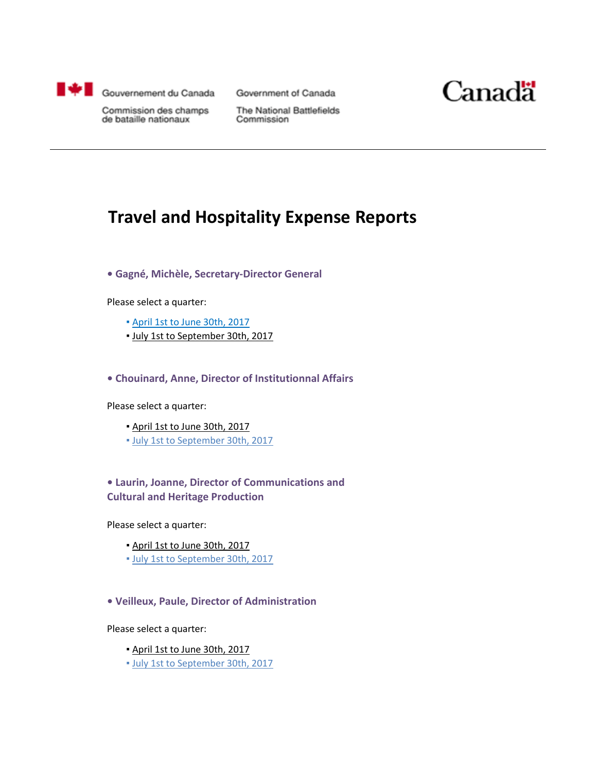Gouvernement du Canada — Government of Canada

Commission des champs de bataille nationaux — The National Battlefields Commission

Canada

# Travel and Hospitality Expense Reports

### • Gagné, Michèle, Secretary-Director General

Please select a quarter:

- April 1st to June 30th, 2017
- July 1st to September 30th, 2017

### • Chouinard, Anne, Director of Institutionnal Affairs

Please select a quarter:

- April 1st to June 30th, 2017
- July 1st to September 30th, 2017

### • Laurin, Joanne, Director of Communications and Cultural and Heritage Production

Please select a quarter:

- April 1st to June 30th, 2017
- July 1st to September 30th, 2017

### • Veilleux, Paule, Director of Administration

Please select a quarter:

- April 1st to June 30th, 2017
- July 1st to September 30th, 2017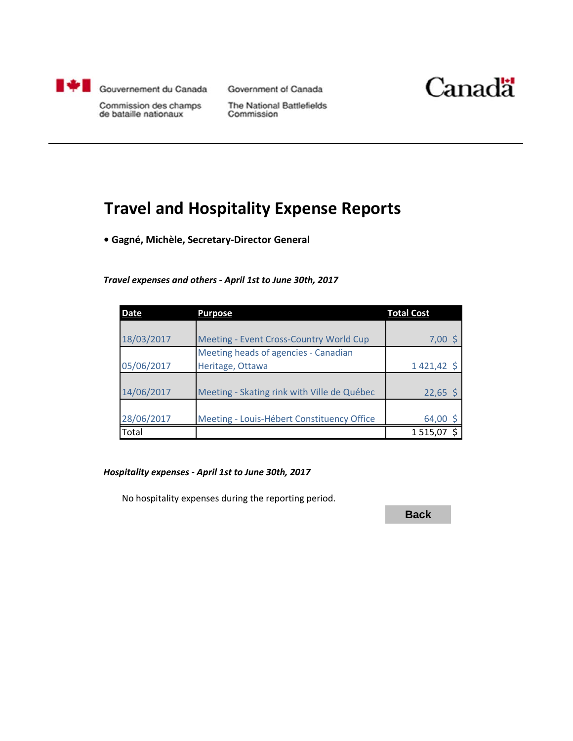Gouvernement du Canada | Government of Canada

Commission des champs de bataille nationaux | The National Battlefields Commission

Canada

# Travel and Hospitality Expense Reports

**• Gagné, Michèle, Secretary-Director General**

***Travel expenses and others - April 1st to June 30th, 2017***

| Date | Purpose | Total Cost |
|---|---|---|
| 18/03/2017 | Meeting - Event Cross-Country World Cup | 7,00 $ |
| 05/06/2017 | Meeting heads of agencies - Canadian Heritage, Ottawa | 1 421,42 $ |
| 14/06/2017 | Meeting - Skating rink with Ville de Québec | 22,65 $ |
| 28/06/2017 | Meeting - Louis-Hébert Constituency Office | 64,00 $ |
| Total | | 1 515,07 $ |

***Hospitality expenses - April 1st to June 30th, 2017***

No hospitality expenses during the reporting period.

Back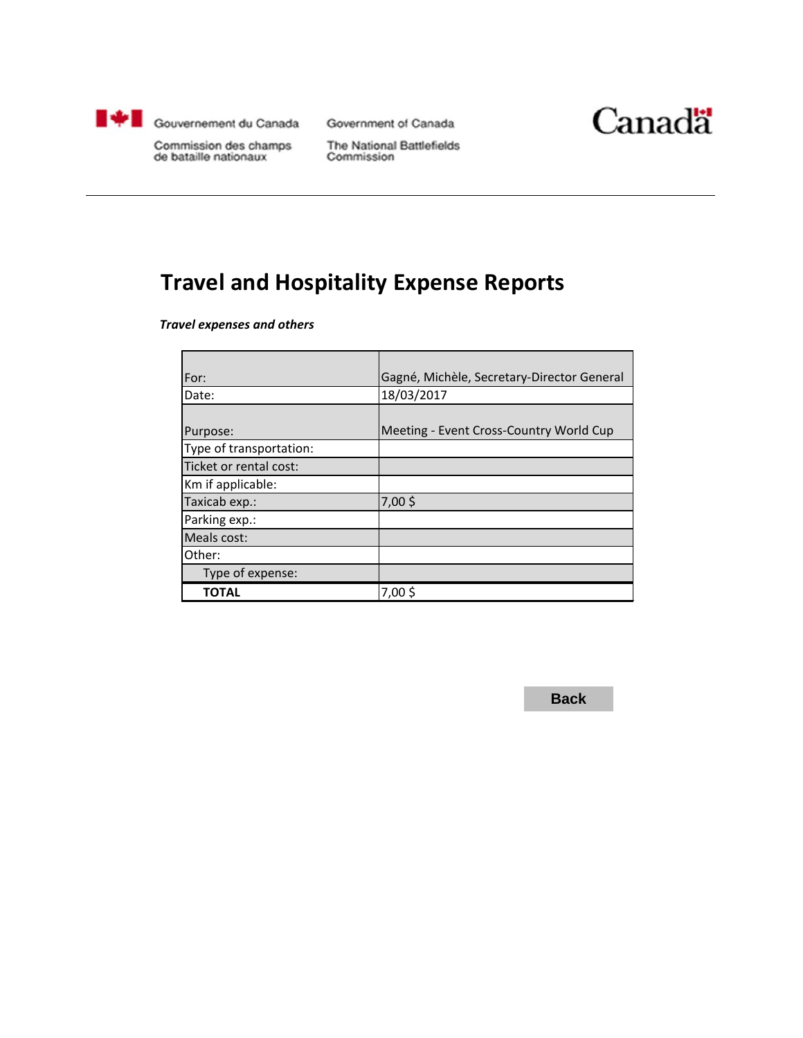Gouvernement du Canada
Commission des champs de bataille nationaux

Government of Canada
The National Battlefields Commission

Canadä

# Travel and Hospitality Expense Reports

***Travel expenses and others***

| For: | Gagné, Michèle, Secretary-Director General |
|---|---|
| Date: | 18/03/2017 |
| Purpose: | Meeting - Event Cross-Country World Cup |
| Type of transportation: | |
| Ticket or rental cost: | |
| Km if applicable: | |
| Taxicab exp.: | 7,00 $ |
| Parking exp.: | |
| Meals cost: | |
| Other: | |
| Type of expense: | |
| **TOTAL** | 7,00 $ |

Back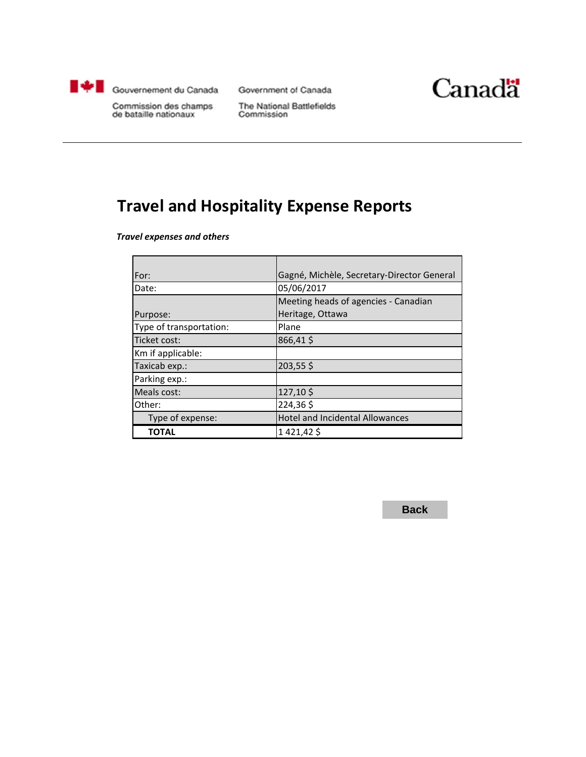Gouvernement du Canada
Commission des champs de bataille nationaux

Government of Canada
The National Battlefields Commission

Canada

# Travel and Hospitality Expense Reports

***Travel expenses and others***

| | |
|---|---|
| For: | Gagné, Michèle, Secretary-Director General |
| Date: | 05/06/2017 |
| Purpose: | Meeting heads of agencies - Canadian Heritage, Ottawa |
| Type of transportation: | Plane |
| Ticket cost: | 866,41 $ |
| Km if applicable: | |
| Taxicab exp.: | 203,55 $ |
| Parking exp.: | |
| Meals cost: | 127,10 $ |
| Other: | 224,36 $ |
| Type of expense: | Hotel and Incidental Allowances |
| **TOTAL** | 1 421,42 $ |

Back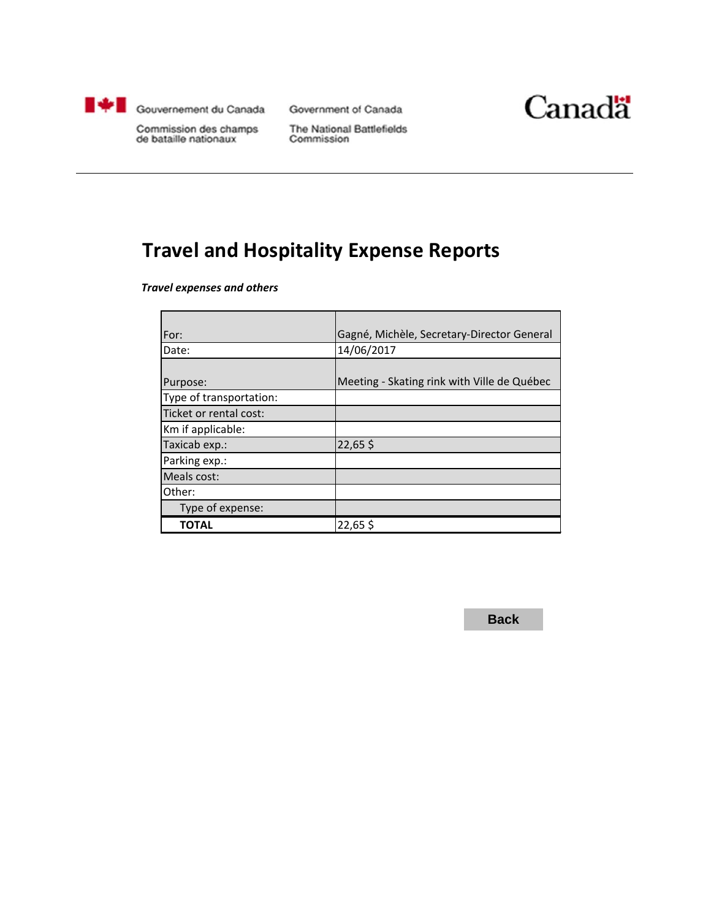Gouvernement du Canada
Commission des champs de bataille nationaux

Government of Canada
The National Battlefields Commission

Canada

# Travel and Hospitality Expense Reports

***Travel expenses and others***

| | |
|---|---|
| For: | Gagné, Michèle, Secretary-Director General |
| Date: | 14/06/2017 |
| Purpose: | Meeting - Skating rink with Ville de Québec |
| Type of transportation: | |
| Ticket or rental cost: | |
| Km if applicable: | |
| Taxicab exp.: | 22,65 $ |
| Parking exp.: | |
| Meals cost: | |
| Other: | |
| Type of expense: | |
| **TOTAL** | 22,65 $ |

Back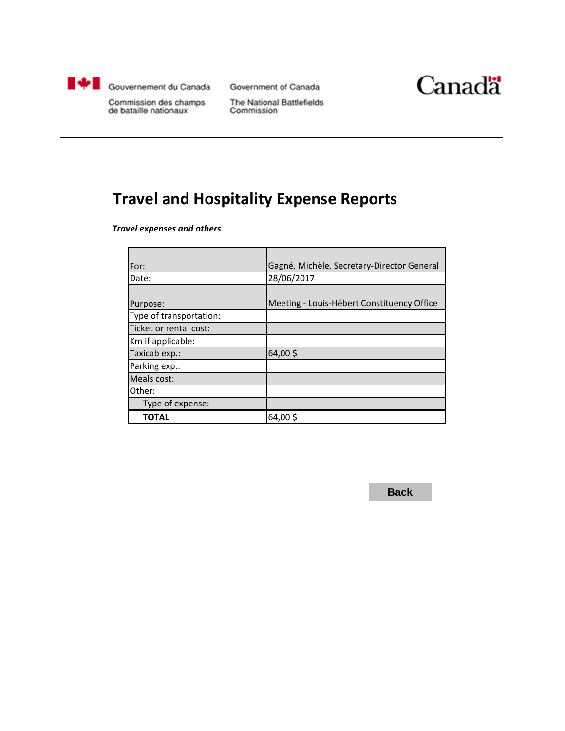Gouvernement du Canada — Government of Canada

Commission des champs de bataille nationaux — The National Battlefields Commission

Canada

# Travel and Hospitality Expense Reports

***Travel expenses and others***

| For: | Gagné, Michèle, Secretary-Director General |
|---|---|
| Date: | 28/06/2017 |
| Purpose: | Meeting - Louis-Hébert Constituency Office |
| Type of transportation: | |
| Ticket or rental cost: | |
| Km if applicable: | |
| Taxicab exp.: | 64,00 $ |
| Parking exp.: | |
| Meals cost: | |
| Other: | |
| Type of expense: | |
| **TOTAL** | 64,00 $ |

Back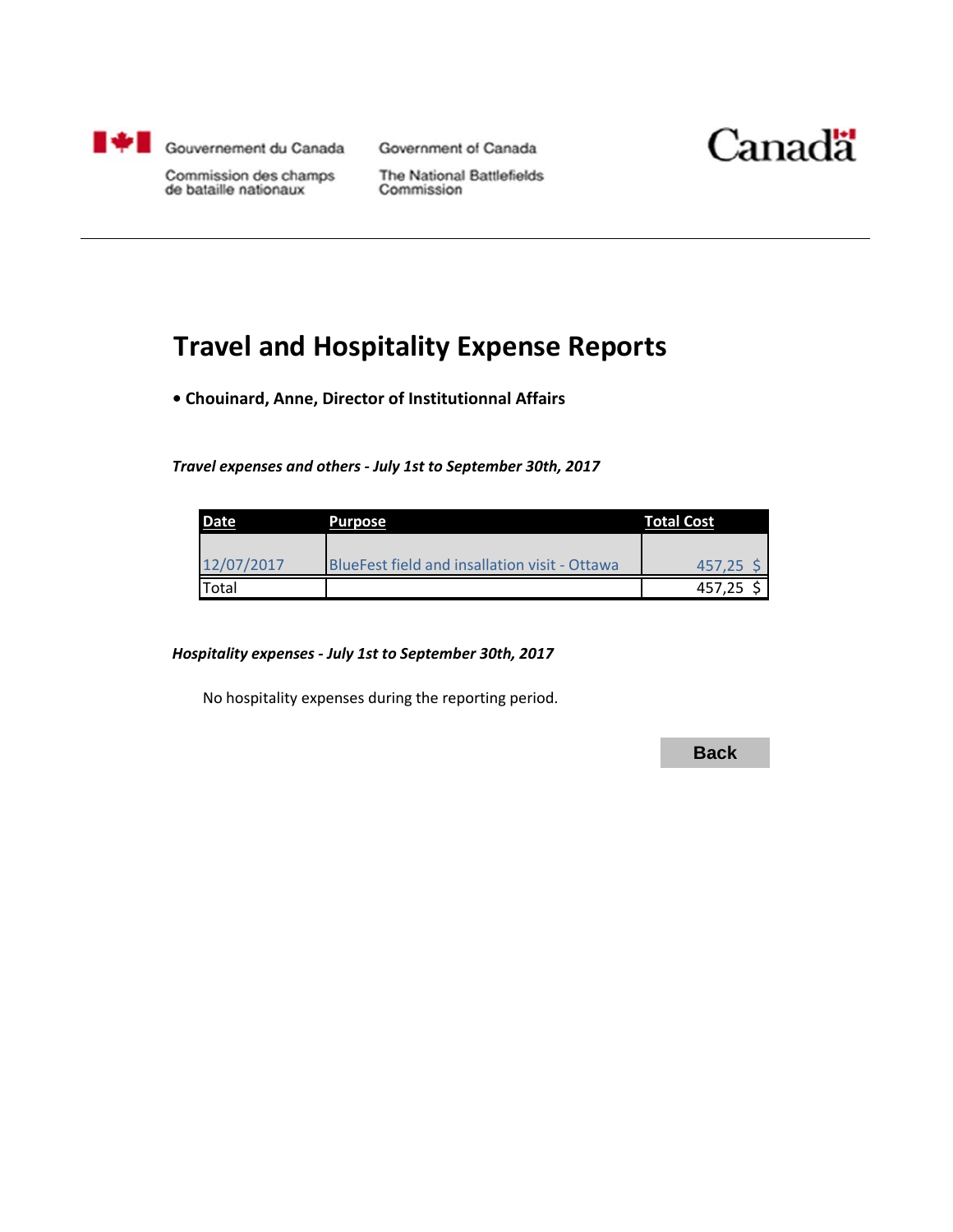Gouvernement du Canada | Government of Canada

Commission des champs de bataille nationaux | The National Battlefields Commission

Canada

# Travel and Hospitality Expense Reports

**• Chouinard, Anne, Director of Institutionnal Affairs**

***Travel expenses and others - July 1st to September 30th, 2017***

| Date | Purpose | Total Cost |
|---|---|---|
| 12/07/2017 | BlueFest field and insallation visit - Ottawa | 457,25 $ |
| Total | | 457,25 $ |

***Hospitality expenses - July 1st to September 30th, 2017***

No hospitality expenses during the reporting period.

Back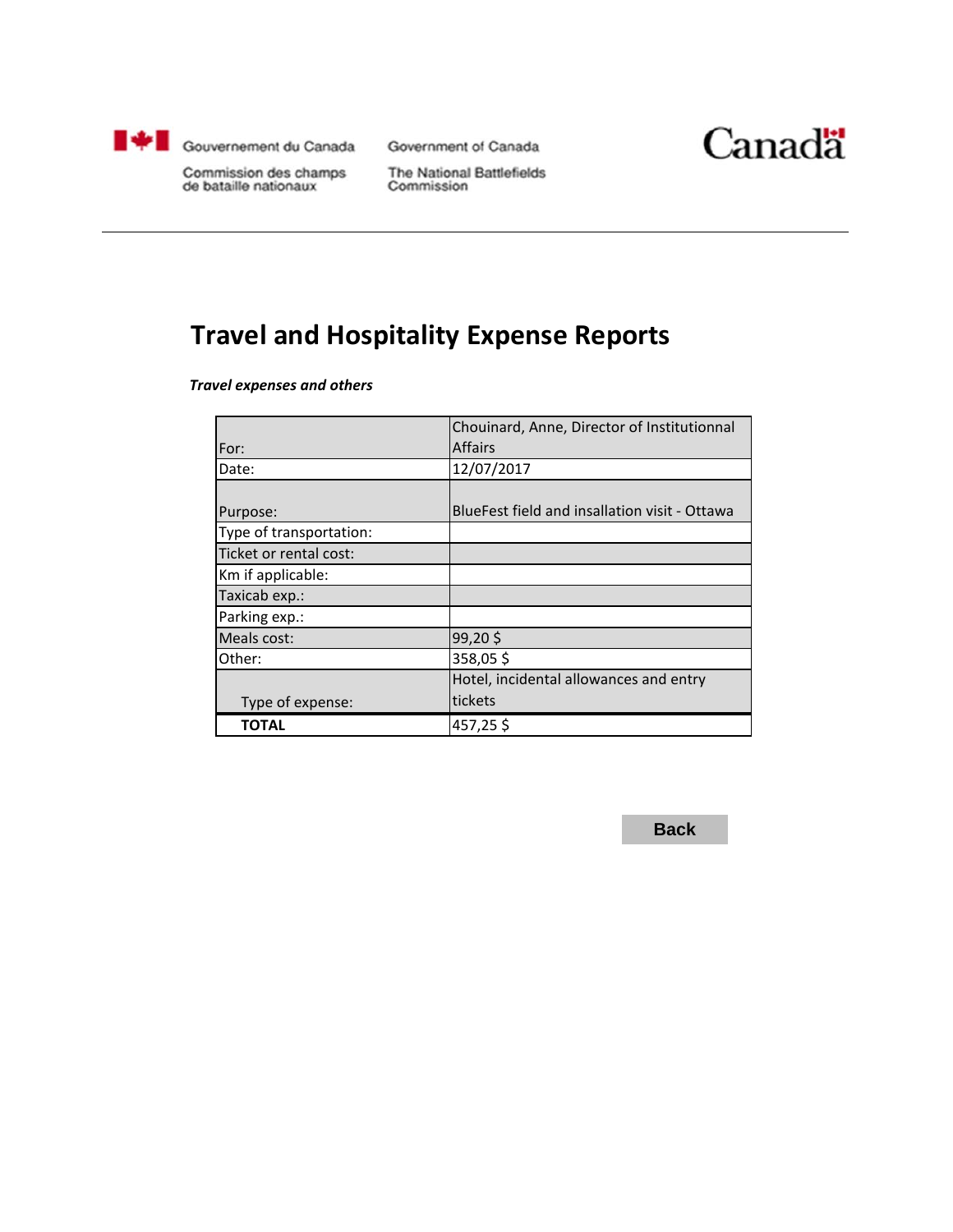Gouvernement du Canada

Commission des champs de bataille nationaux

Government of Canada

The National Battlefields Commission

Canada

# Travel and Hospitality Expense Reports

***Travel expenses and others***

| | |
|---|---|
| For: | Chouinard, Anne, Director of Institutionnal Affairs |
| Date: | 12/07/2017 |
| Purpose: | BlueFest field and insallation visit - Ottawa |
| Type of transportation: | |
| Ticket or rental cost: | |
| Km if applicable: | |
| Taxicab exp.: | |
| Parking exp.: | |
| Meals cost: | 99,20 $ |
| Other: | 358,05 $ |
| Type of expense: | Hotel, incidental allowances and entry tickets |
| **TOTAL** | 457,25 $ |

**Back**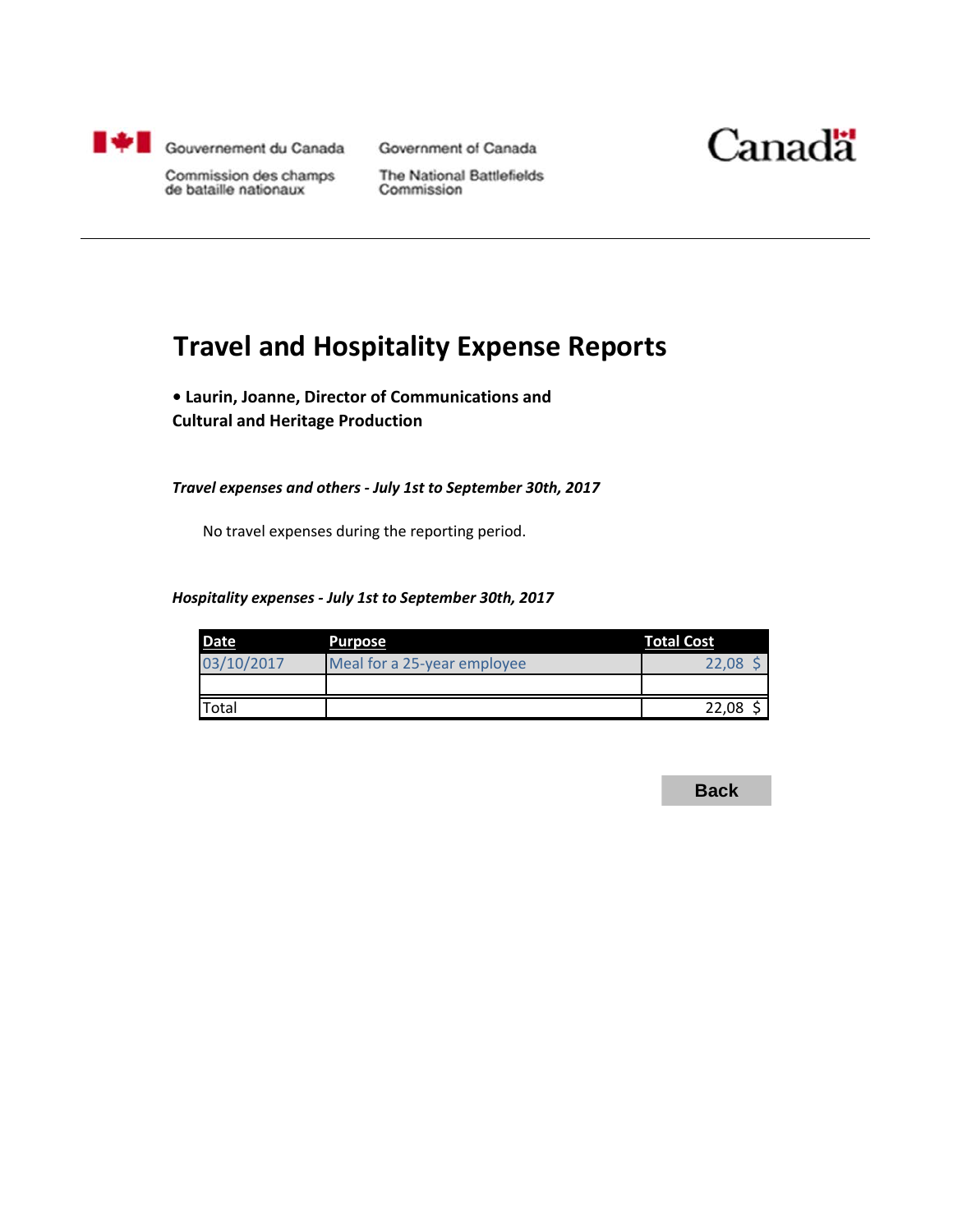Gouvernement du Canada | Government of Canada

Commission des champs de bataille nationaux | The National Battlefields Commission

Canada

# Travel and Hospitality Expense Reports

**• Laurin, Joanne, Director of Communications and Cultural and Heritage Production**

***Travel expenses and others - July 1st to September 30th, 2017***

No travel expenses during the reporting period.

***Hospitality expenses - July 1st to September 30th, 2017***

| Date | Purpose | Total Cost |
|---|---|---|
| 03/10/2017 | Meal for a 25-year employee | 22,08 $ |
| | | |
| Total | | 22,08 $ |

Back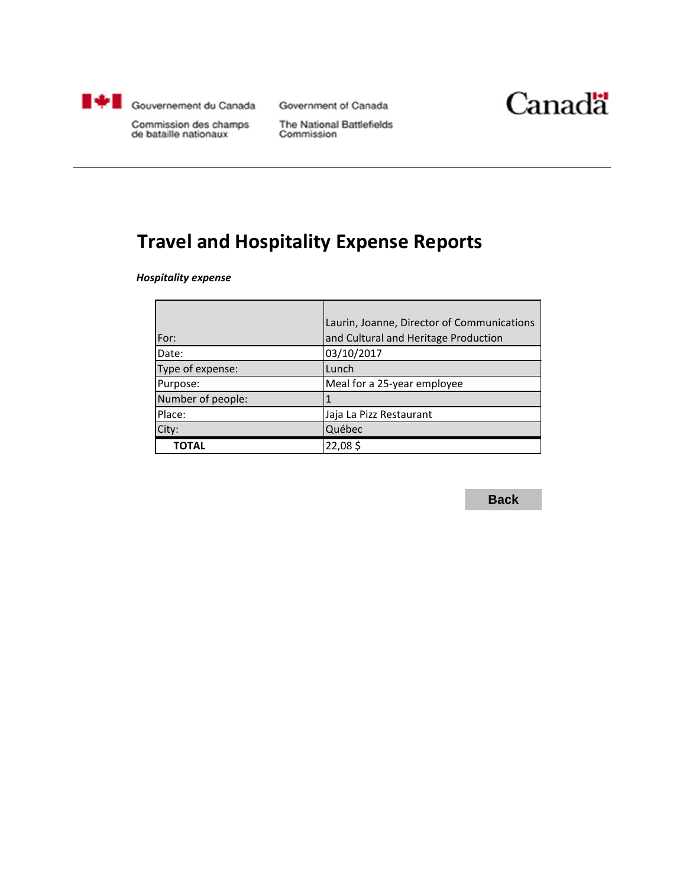Gouvernement du Canada | Government of Canada

Commission des champs de bataille nationaux | The National Battlefields Commission

Canada

---

# Travel and Hospitality Expense Reports

***Hospitality expense***

| For: | Laurin, Joanne, Director of Communications and Cultural and Heritage Production |
|---|---|
| Date: | 03/10/2017 |
| Type of expense: | Lunch |
| Purpose: | Meal for a 25-year employee |
| Number of people: | 1 |
| Place: | Jaja La Pizz Restaurant |
| City: | Québec |
| **TOTAL** | 22,08 $ |

**Back**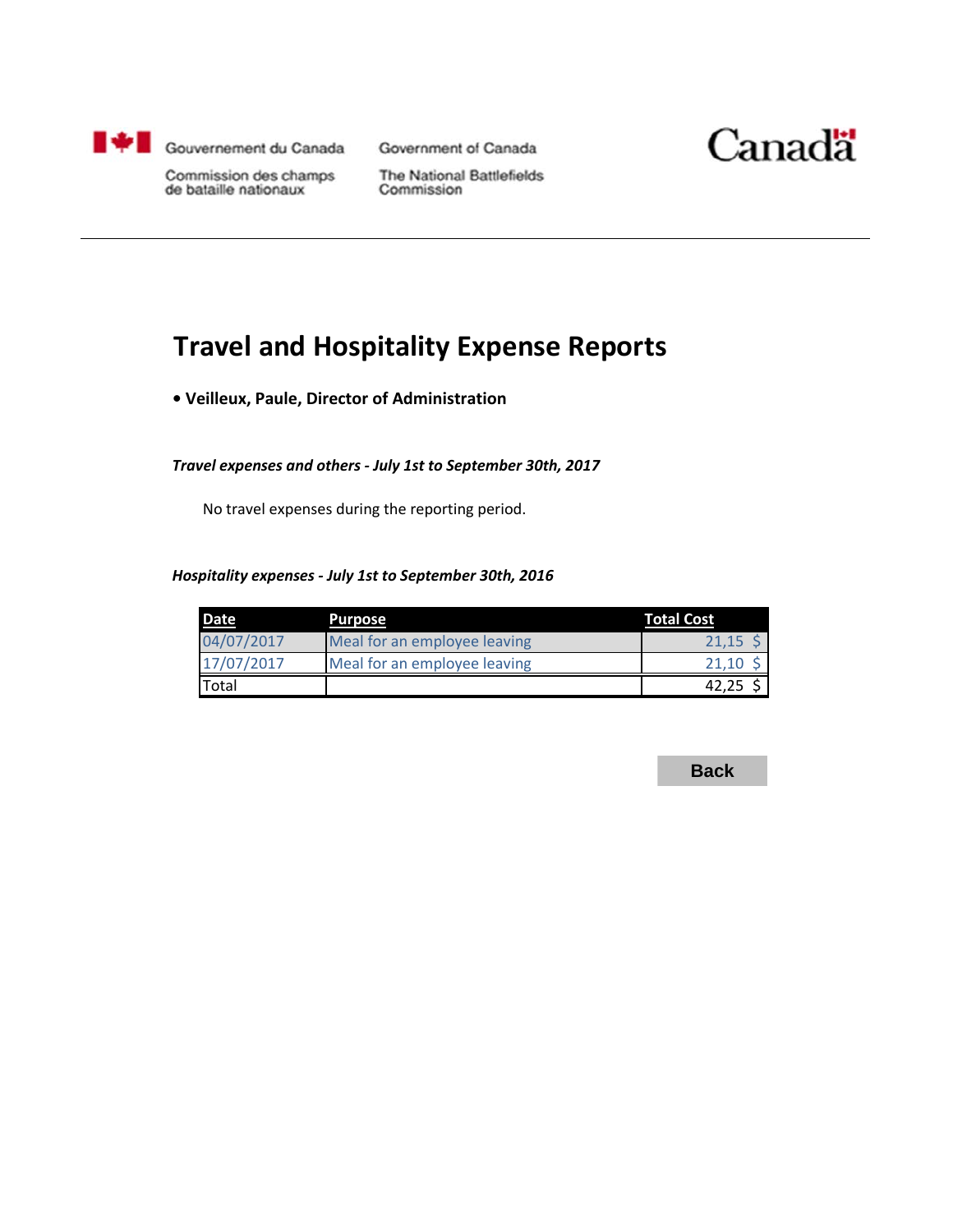Gouvernement du Canada
Commission des champs de bataille nationaux

Government of Canada
The National Battlefields Commission

Canada

# Travel and Hospitality Expense Reports

- **Veilleux, Paule, Director of Administration**

***Travel expenses and others - July 1st to September 30th, 2017***

No travel expenses during the reporting period.

***Hospitality expenses - July 1st to September 30th, 2016***

| Date | Purpose | Total Cost |
| --- | --- | --- |
| 04/07/2017 | Meal for an employee leaving | 21,15 $ |
| 17/07/2017 | Meal for an employee leaving | 21,10 $ |
| Total | | 42,25 $ |

Back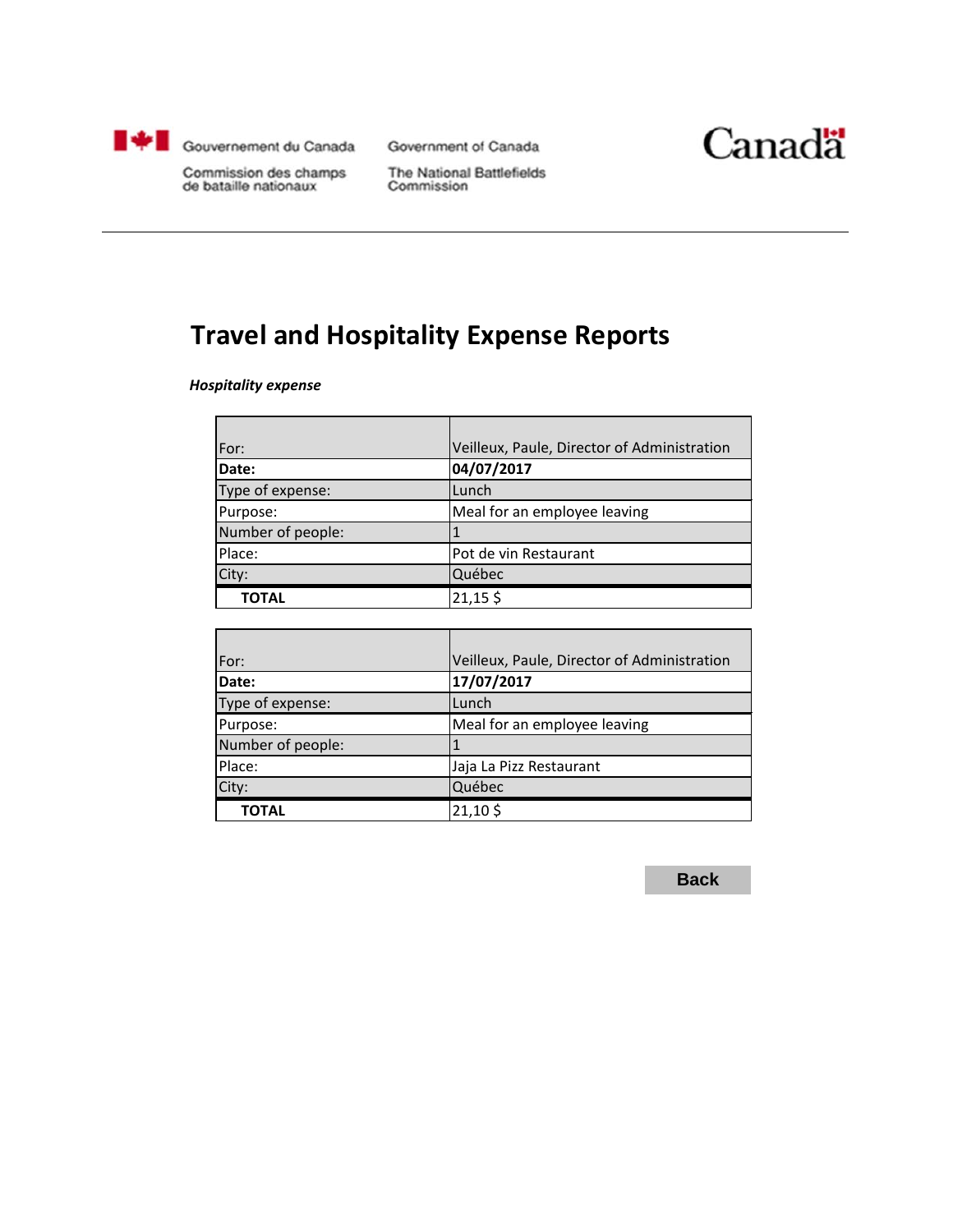Gouvernement du Canada

Commission des champs de bataille nationaux

Government of Canada

The National Battlefields Commission

Canada

# Travel and Hospitality Expense Reports

***Hospitality expense***

| For: | Veilleux, Paule, Director of Administration |
|---|---|
| **Date:** | **04/07/2017** |
| Type of expense: | Lunch |
| Purpose: | Meal for an employee leaving |
| Number of people: | 1 |
| Place: | Pot de vin Restaurant |
| City: | Québec |
| **TOTAL** | 21,15 $ |

| For: | Veilleux, Paule, Director of Administration |
|---|---|
| **Date:** | **17/07/2017** |
| Type of expense: | Lunch |
| Purpose: | Meal for an employee leaving |
| Number of people: | 1 |
| Place: | Jaja La Pizz Restaurant |
| City: | Québec |
| **TOTAL** | 21,10 $ |

**Back**